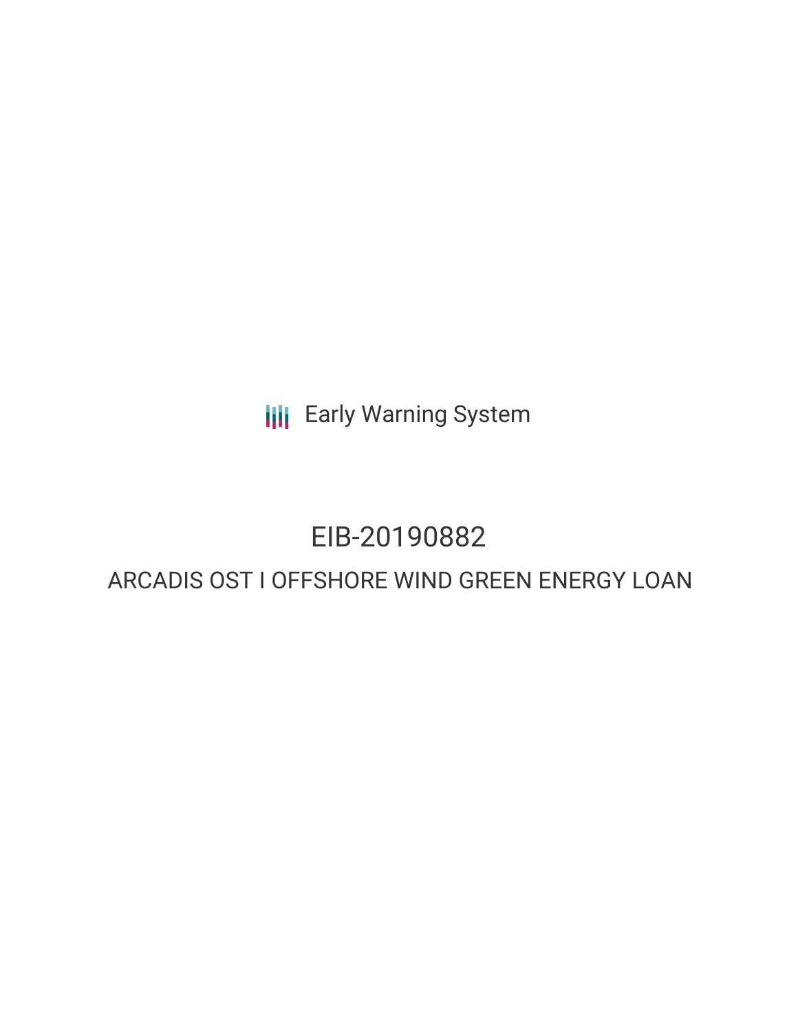Early Warning System

# EIB-20190882

## ARCADIS OST I OFFSHORE WIND GREEN ENERGY LOAN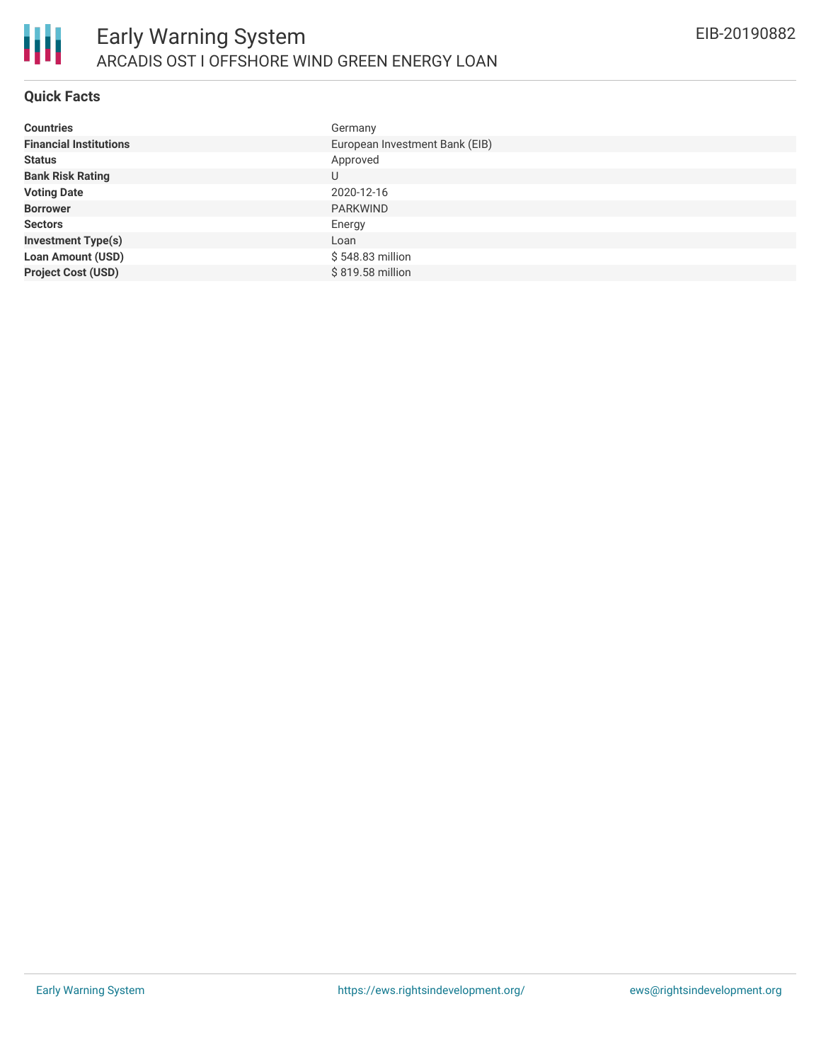# Early Warning System

## ARCADIS OST I OFFSHORE WIND GREEN ENERGY LOAN

EIB-20190882

### Quick Facts

| | |
|---|---|
| **Countries** | Germany |
| **Financial Institutions** | European Investment Bank (EIB) |
| **Status** | Approved |
| **Bank Risk Rating** | U |
| **Voting Date** | 2020-12-16 |
| **Borrower** | PARKWIND |
| **Sectors** | Energy |
| **Investment Type(s)** | Loan |
| **Loan Amount (USD)** | $ 548.83 million |
| **Project Cost (USD)** | $ 819.58 million |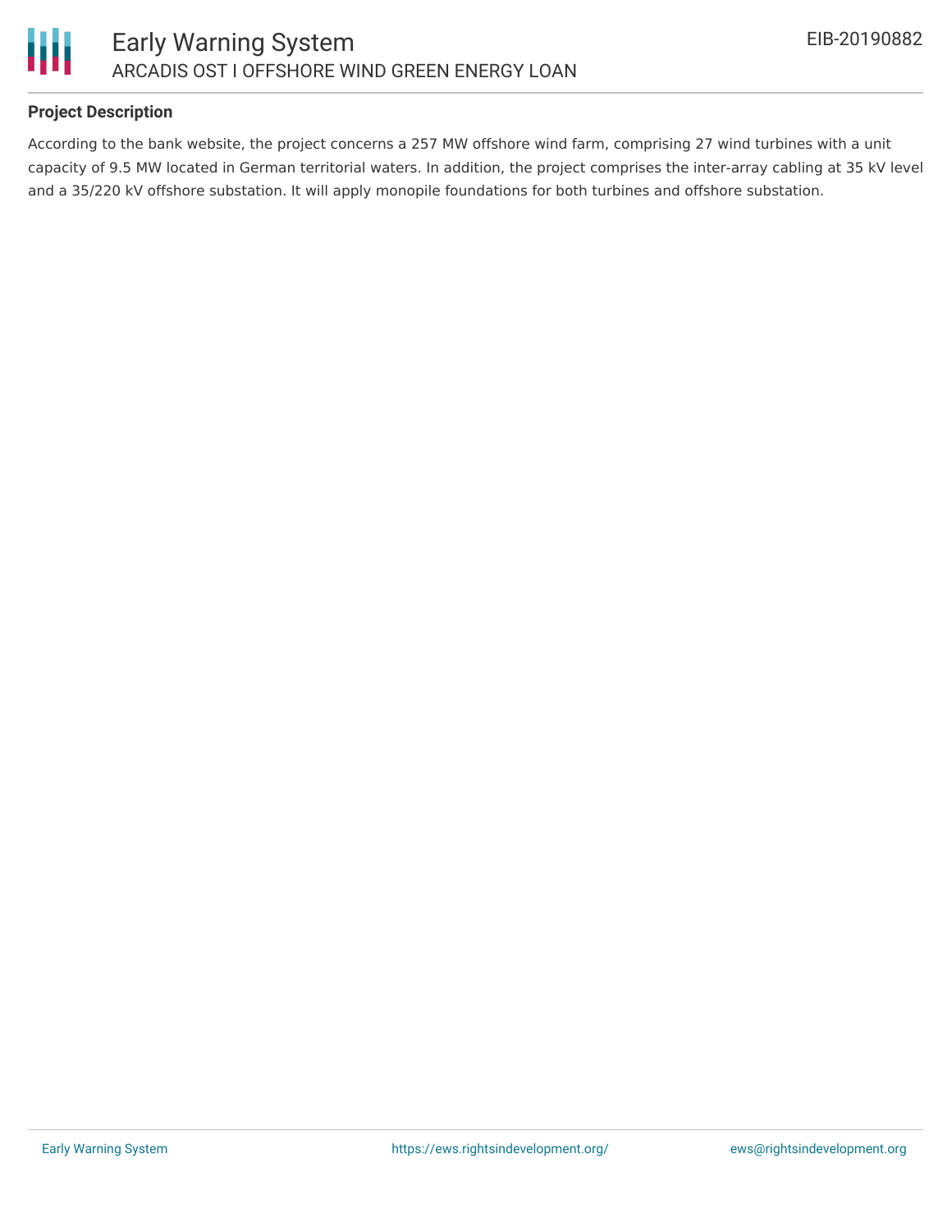### Project Description

According to the bank website, the project concerns a 257 MW offshore wind farm, comprising 27 wind turbines with a unit capacity of 9.5 MW located in German territorial waters. In addition, the project comprises the inter-array cabling at 35 kV level and a 35/220 kV offshore substation. It will apply monopile foundations for both turbines and offshore substation.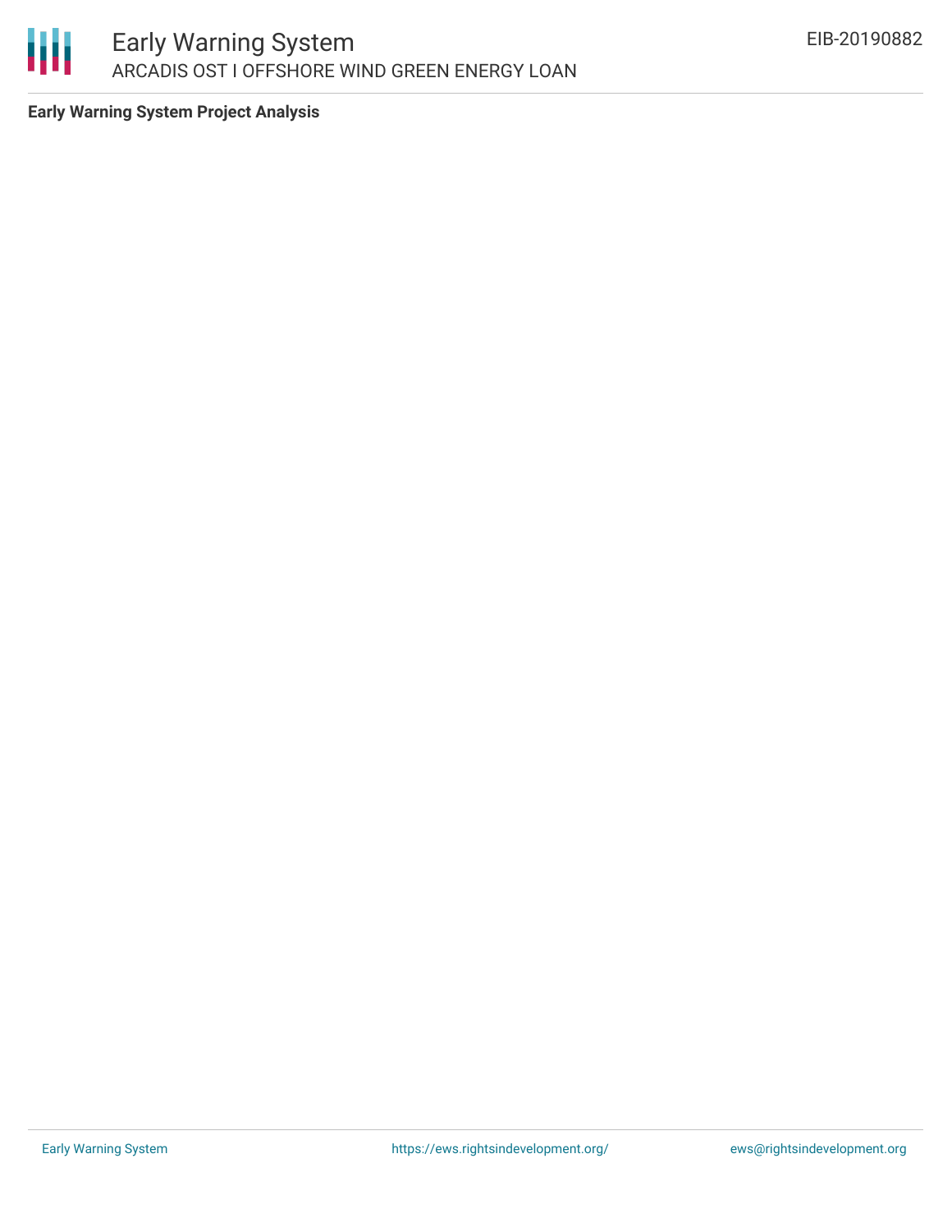**Early Warning System Project Analysis**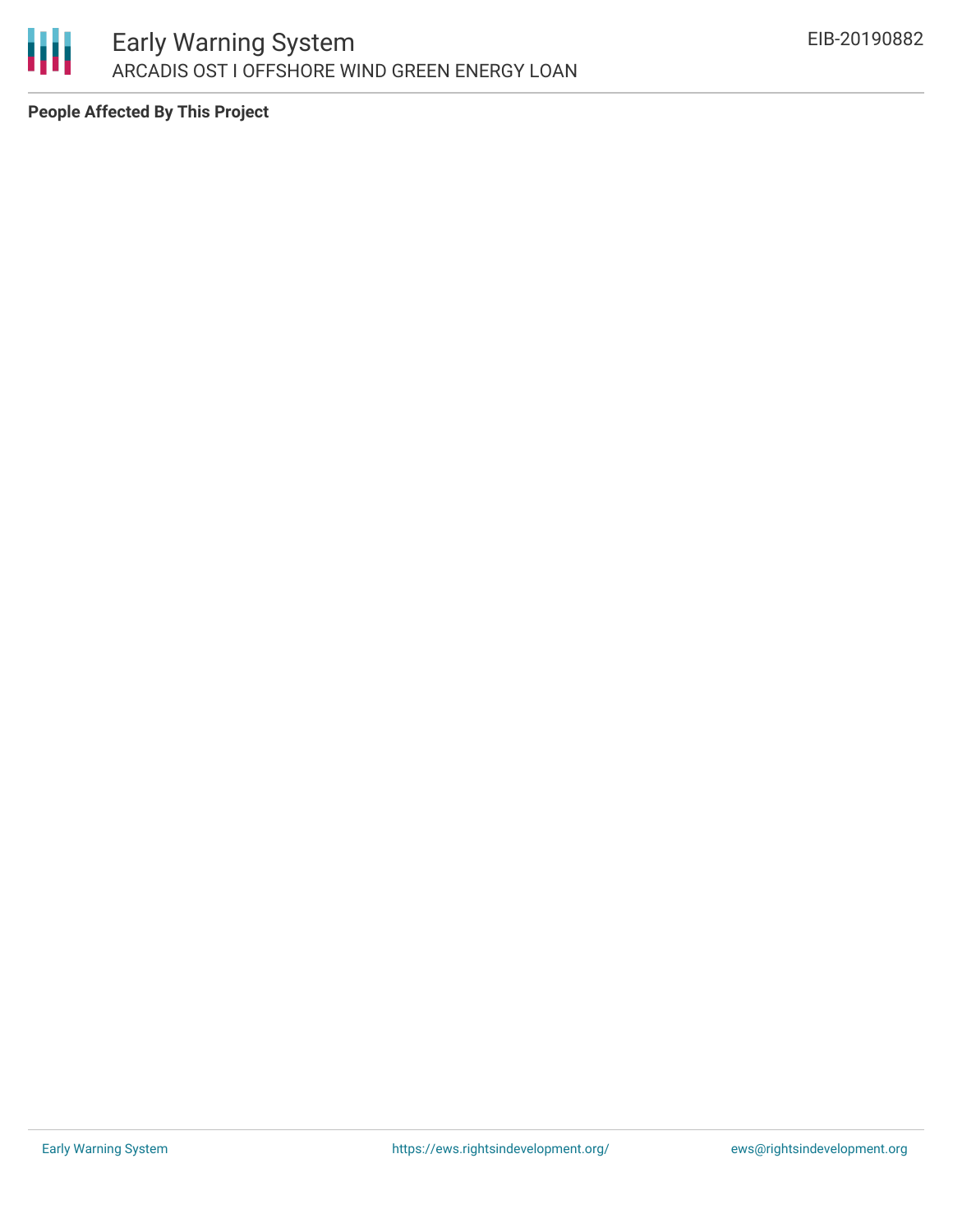**People Affected By This Project**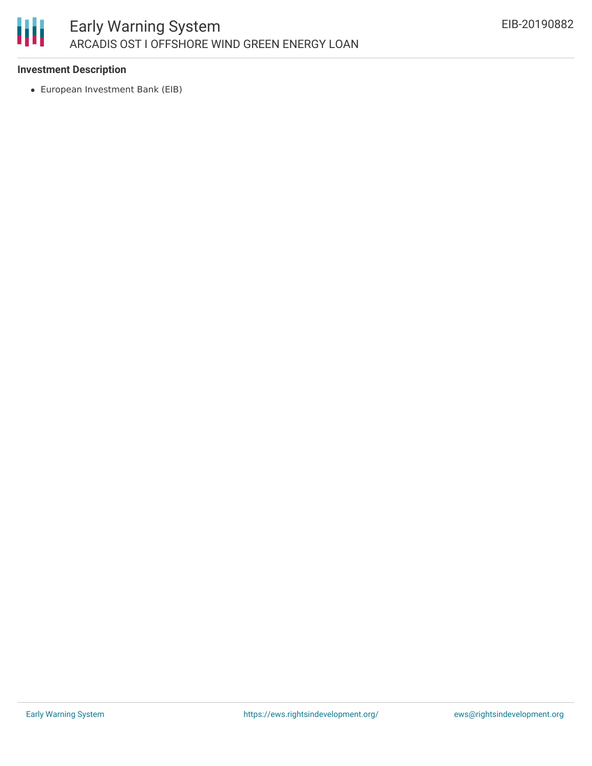**Investment Description**

- European Investment Bank (EIB)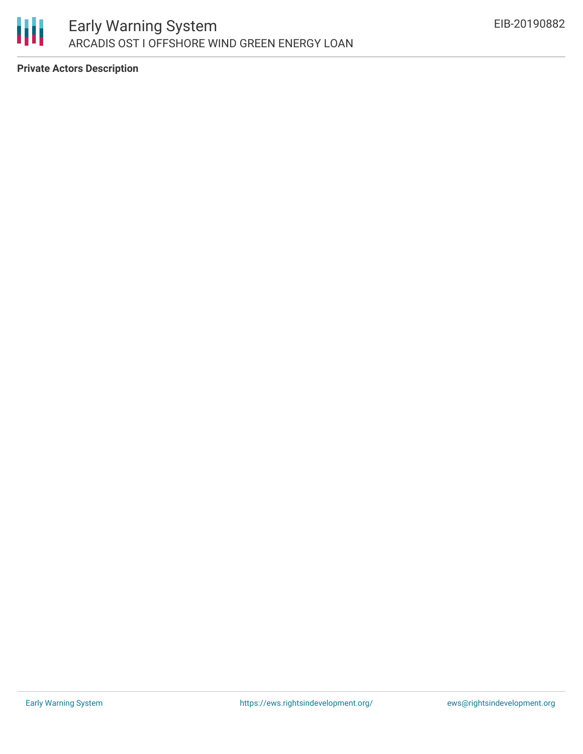**Private Actors Description**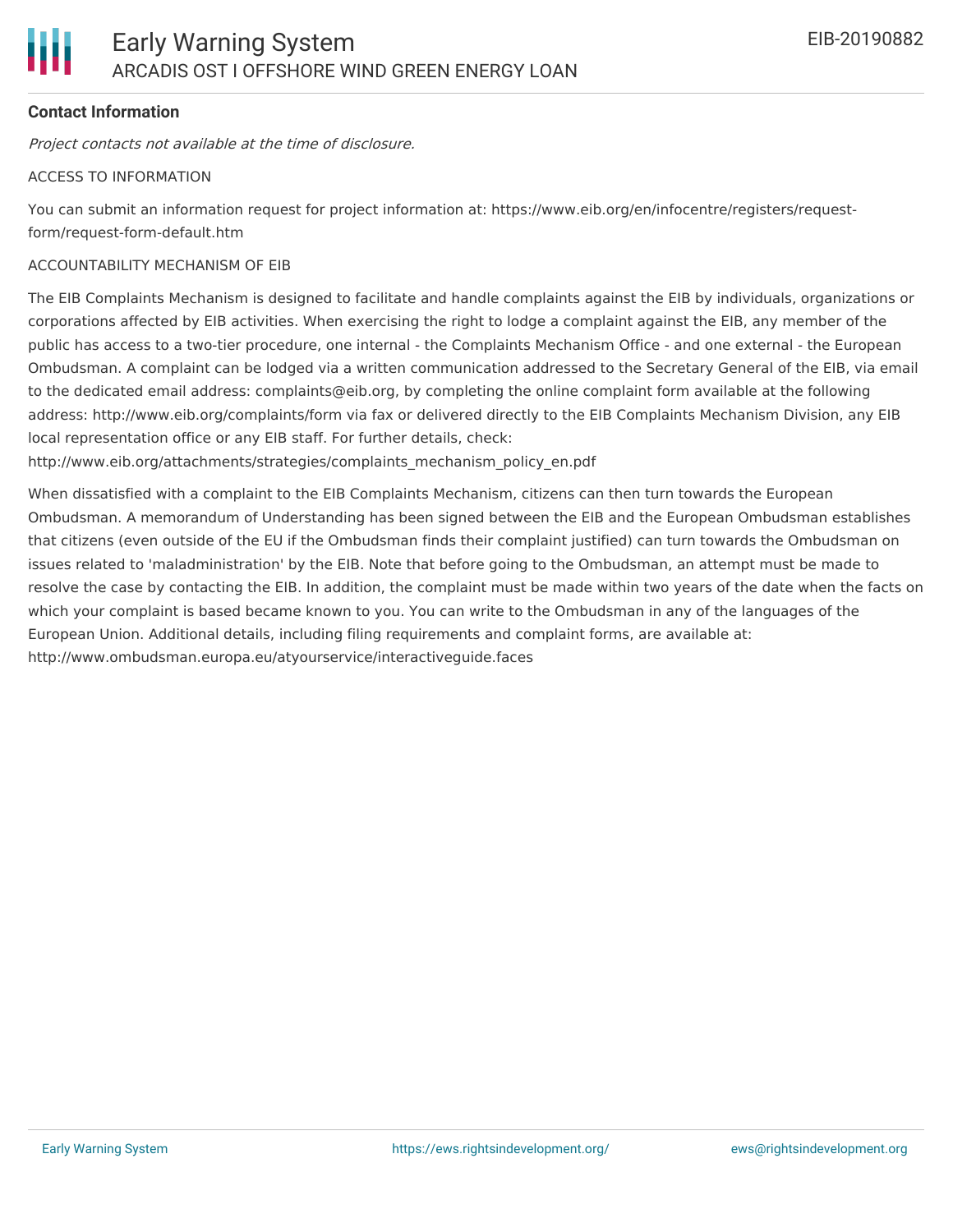**Contact Information**

*Project contacts not available at the time of disclosure.*

ACCESS TO INFORMATION

You can submit an information request for project information at: https://www.eib.org/en/infocentre/registers/request-form/request-form-default.htm

ACCOUNTABILITY MECHANISM OF EIB

The EIB Complaints Mechanism is designed to facilitate and handle complaints against the EIB by individuals, organizations or corporations affected by EIB activities. When exercising the right to lodge a complaint against the EIB, any member of the public has access to a two-tier procedure, one internal - the Complaints Mechanism Office - and one external - the European Ombudsman. A complaint can be lodged via a written communication addressed to the Secretary General of the EIB, via email to the dedicated email address: complaints@eib.org, by completing the online complaint form available at the following address: http://www.eib.org/complaints/form via fax or delivered directly to the EIB Complaints Mechanism Division, any EIB local representation office or any EIB staff. For further details, check: http://www.eib.org/attachments/strategies/complaints_mechanism_policy_en.pdf

When dissatisfied with a complaint to the EIB Complaints Mechanism, citizens can then turn towards the European Ombudsman. A memorandum of Understanding has been signed between the EIB and the European Ombudsman establishes that citizens (even outside of the EU if the Ombudsman finds their complaint justified) can turn towards the Ombudsman on issues related to 'maladministration' by the EIB. Note that before going to the Ombudsman, an attempt must be made to resolve the case by contacting the EIB. In addition, the complaint must be made within two years of the date when the facts on which your complaint is based became known to you. You can write to the Ombudsman in any of the languages of the European Union. Additional details, including filing requirements and complaint forms, are available at: http://www.ombudsman.europa.eu/atyourservice/interactiveguide.faces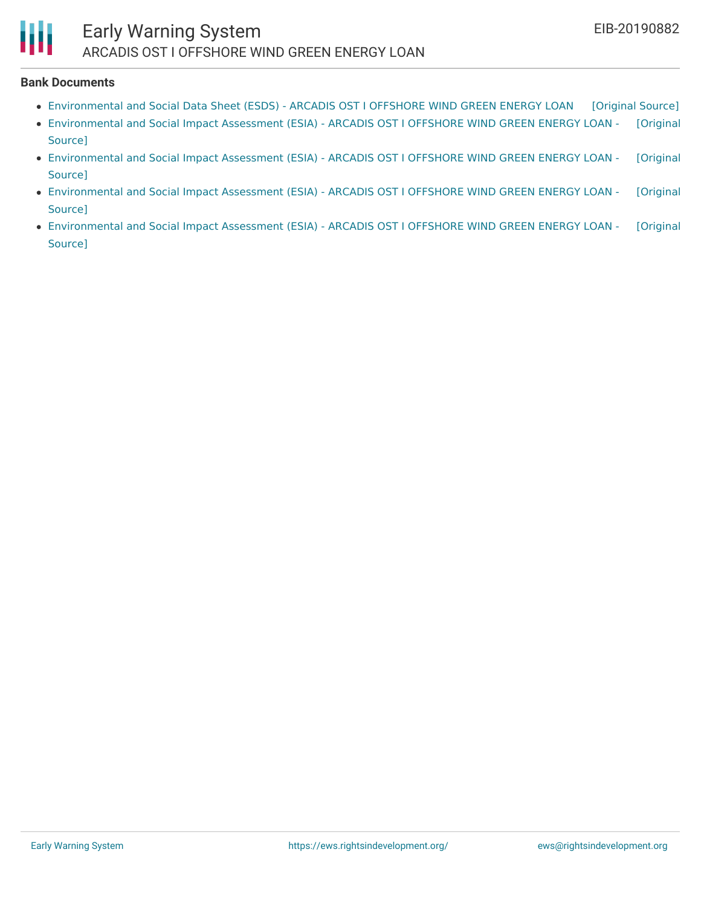**Bank Documents**

- Environmental and Social Data Sheet (ESDS) - ARCADIS OST I OFFSHORE WIND GREEN ENERGY LOAN [Original Source]
- Environmental and Social Impact Assessment (ESIA) - ARCADIS OST I OFFSHORE WIND GREEN ENERGY LOAN - [Original Source]
- Environmental and Social Impact Assessment (ESIA) - ARCADIS OST I OFFSHORE WIND GREEN ENERGY LOAN - [Original Source]
- Environmental and Social Impact Assessment (ESIA) - ARCADIS OST I OFFSHORE WIND GREEN ENERGY LOAN - [Original Source]
- Environmental and Social Impact Assessment (ESIA) - ARCADIS OST I OFFSHORE WIND GREEN ENERGY LOAN - [Original Source]